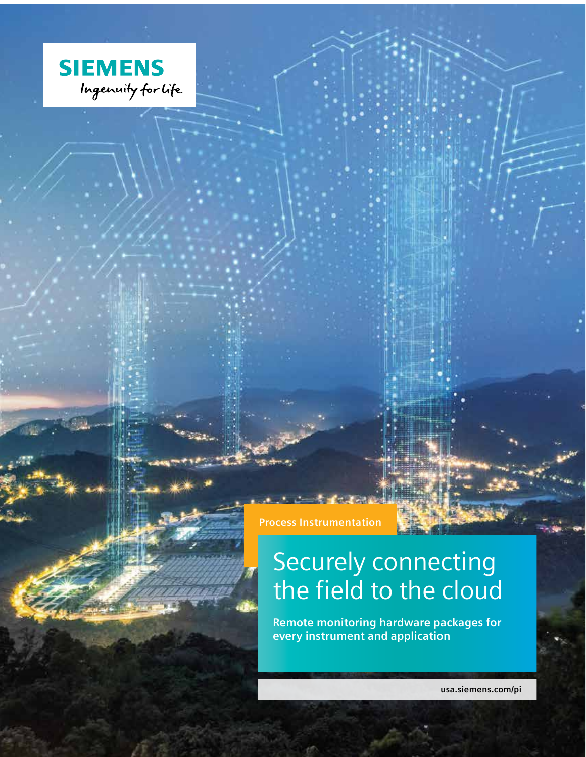SIEMENS

*Ingenuity for life*

Process Instrumentation

# Securely connecting the field to the cloud

**Remote monitoring hardware packages for every instrument and application**

**usa.siemens.com/pi**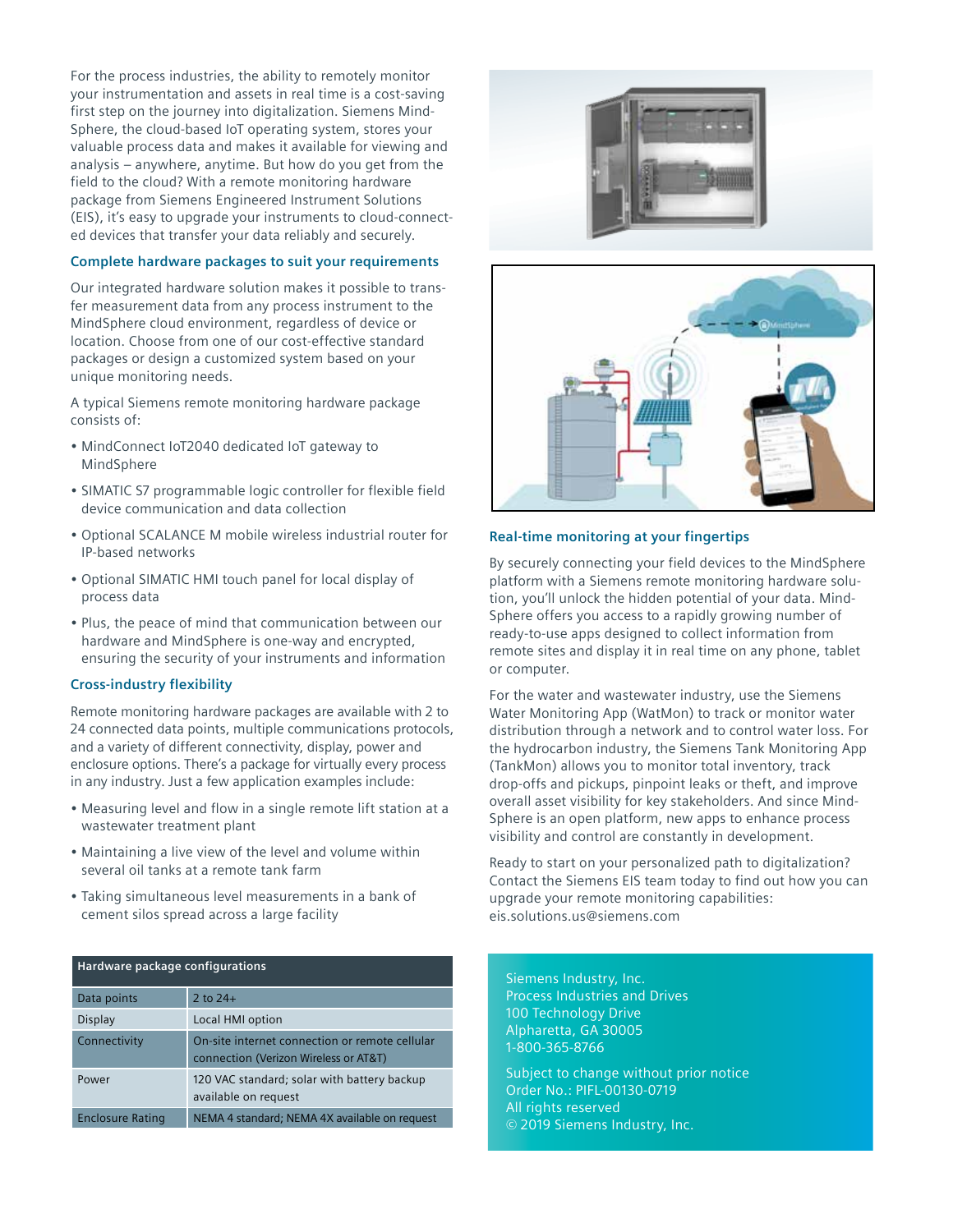For the process industries, the ability to remotely monitor your instrumentation and assets in real time is a cost-saving first step on the journey into digitalization. Siemens MindSphere, the cloud-based IoT operating system, stores your valuable process data and makes it available for viewing and analysis – anywhere, anytime. But how do you get from the field to the cloud? With a remote monitoring hardware package from Siemens Engineered Instrument Solutions (EIS), it's easy to upgrade your instruments to cloud-connected devices that transfer your data reliably and securely.

### Complete hardware packages to suit your requirements

Our integrated hardware solution makes it possible to transfer measurement data from any process instrument to the MindSphere cloud environment, regardless of device or location. Choose from one of our cost-effective standard packages or design a customized system based on your unique monitoring needs.

A typical Siemens remote monitoring hardware package consists of:

- MindConnect IoT2040 dedicated IoT gateway to MindSphere
- SIMATIC S7 programmable logic controller for flexible field device communication and data collection
- Optional SCALANCE M mobile wireless industrial router for IP-based networks
- Optional SIMATIC HMI touch panel for local display of process data
- Plus, the peace of mind that communication between our hardware and MindSphere is one-way and encrypted, ensuring the security of your instruments and information

### Cross-industry flexibility

Remote monitoring hardware packages are available with 2 to 24 connected data points, multiple communications protocols, and a variety of different connectivity, display, power and enclosure options. There's a package for virtually every process in any industry. Just a few application examples include:

- Measuring level and flow in a single remote lift station at a wastewater treatment plant
- Maintaining a live view of the level and volume within several oil tanks at a remote tank farm
- Taking simultaneous level measurements in a bank of cement silos spread across a large facility

| Hardware package configurations | |
|---|---|
| Data points | 2 to 24+ |
| Display | Local HMI option |
| Connectivity | On-site internet connection or remote cellular connection (Verizon Wireless or AT&T) |
| Power | 120 VAC standard; solar with battery backup available on request |
| Enclosure Rating | NEMA 4 standard; NEMA 4X available on request |

### Real-time monitoring at your fingertips

By securely connecting your field devices to the MindSphere platform with a Siemens remote monitoring hardware solution, you'll unlock the hidden potential of your data. MindSphere offers you access to a rapidly growing number of ready-to-use apps designed to collect information from remote sites and display it in real time on any phone, tablet or computer.

For the water and wastewater industry, use the Siemens Water Monitoring App (WatMon) to track or monitor water distribution through a network and to control water loss. For the hydrocarbon industry, the Siemens Tank Monitoring App (TankMon) allows you to monitor total inventory, track drop-offs and pickups, pinpoint leaks or theft, and improve overall asset visibility for key stakeholders. And since MindSphere is an open platform, new apps to enhance process visibility and control are constantly in development.

Ready to start on your personalized path to digitalization? Contact the Siemens EIS team today to find out how you can upgrade your remote monitoring capabilities: eis.solutions.us@siemens.com

Siemens Industry, Inc.
Process Industries and Drives
100 Technology Drive
Alpharetta, GA 30005
1-800-365-8766

Subject to change without prior notice
Order No.: PIFL-00130-0719
All rights reserved
© 2019 Siemens Industry, Inc.